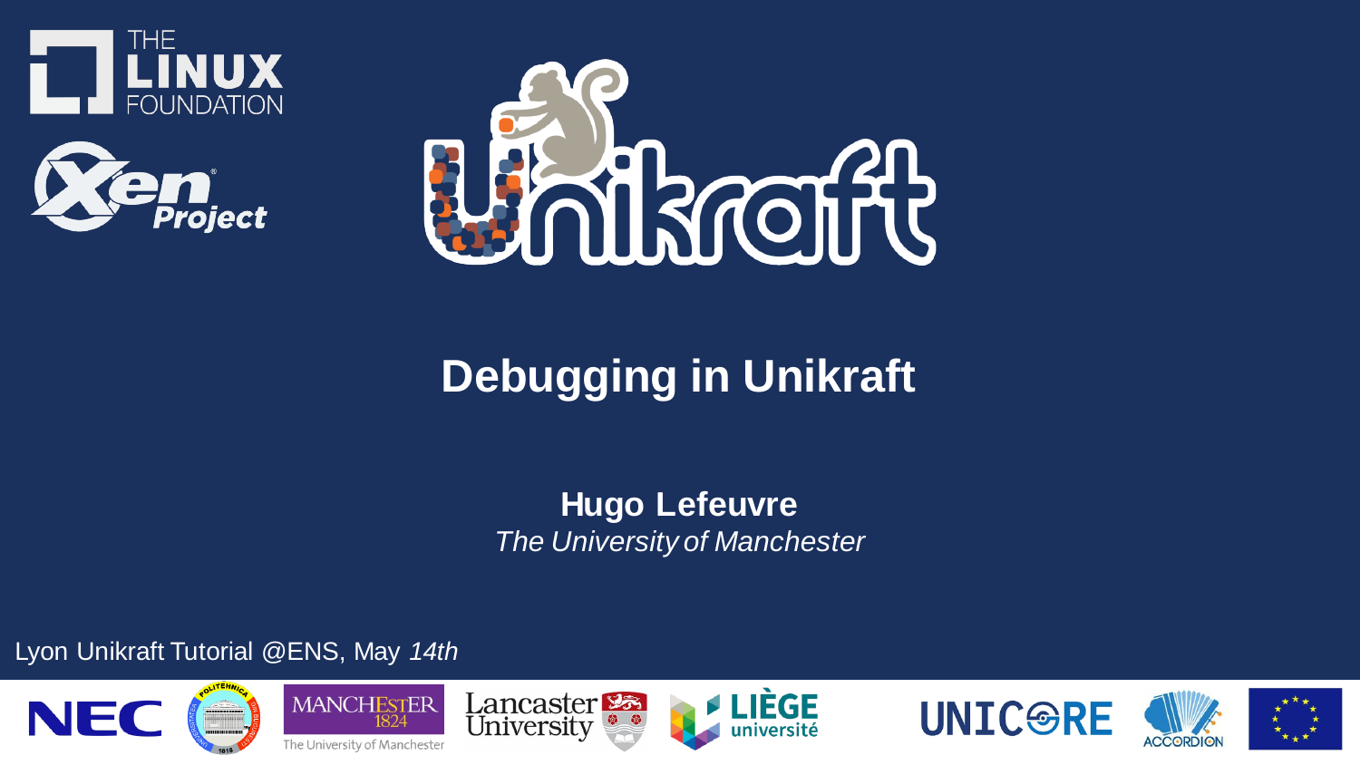# Debugging in Unikraft

**Hugo Lefeuvre**
*The University of Manchester*

Lyon Unikraft Tutorial @ENS, May *14th*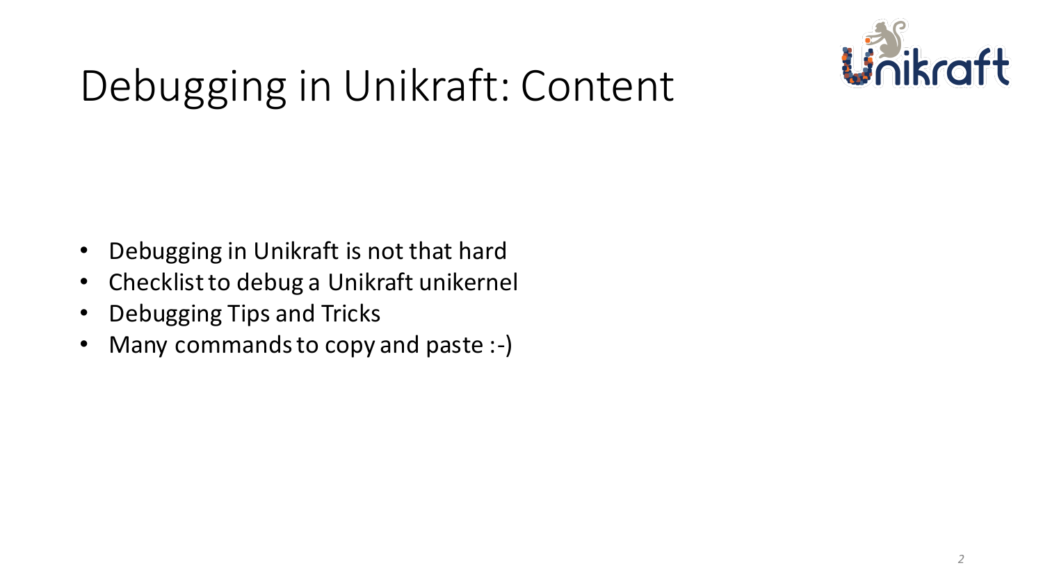# Debugging in Unikraft: Content

- Debugging in Unikraft is not that hard
- Checklist to debug a Unikraft unikernel
- Debugging Tips and Tricks
- Many commands to copy and paste :-)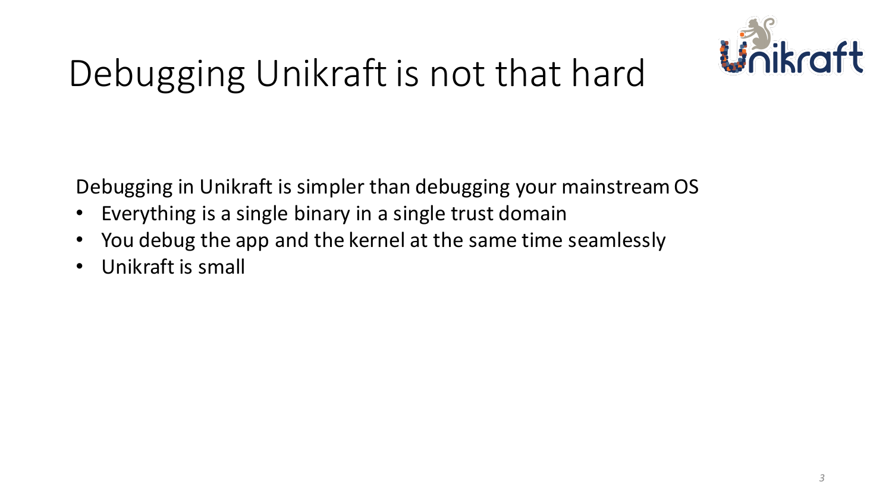# Debugging Unikraft is not that hard

Debugging in Unikraft is simpler than debugging your mainstream OS

- Everything is a single binary in a single trust domain
- You debug the app and the kernel at the same time seamlessly
- Unikraft is small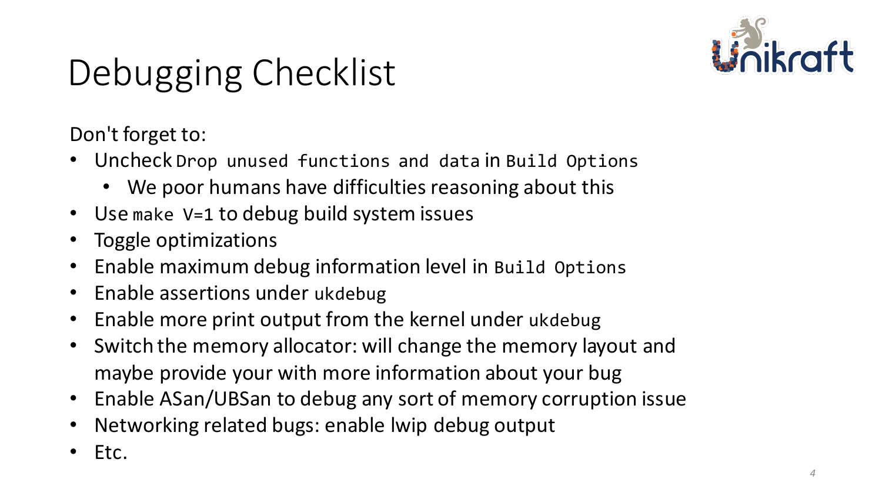# Debugging Checklist

Don't forget to:

- Uncheck `Drop unused functions and data` in `Build Options`
  - We poor humans have difficulties reasoning about this
- Use `make V=1` to debug build system issues
- Toggle optimizations
- Enable maximum debug information level in `Build Options`
- Enable assertions under `ukdebug`
- Enable more print output from the kernel under `ukdebug`
- Switch the memory allocator: will change the memory layout and maybe provide your with more information about your bug
- Enable ASan/UBSan to debug any sort of memory corruption issue
- Networking related bugs: enable lwip debug output
- Etc.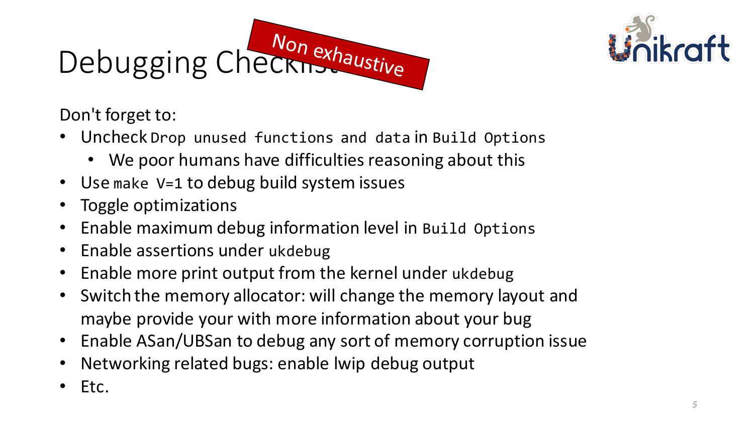# Debugging Checklist

Non exhaustive

Don't forget to:

- Uncheck `Drop unused functions and data` in `Build Options`
  - We poor humans have difficulties reasoning about this
- Use `make V=1` to debug build system issues
- Toggle optimizations
- Enable maximum debug information level in `Build Options`
- Enable assertions under `ukdebug`
- Enable more print output from the kernel under `ukdebug`
- Switch the memory allocator: will change the memory layout and maybe provide your with more information about your bug
- Enable ASan/UBSan to debug any sort of memory corruption issue
- Networking related bugs: enable lwip debug output
- Etc.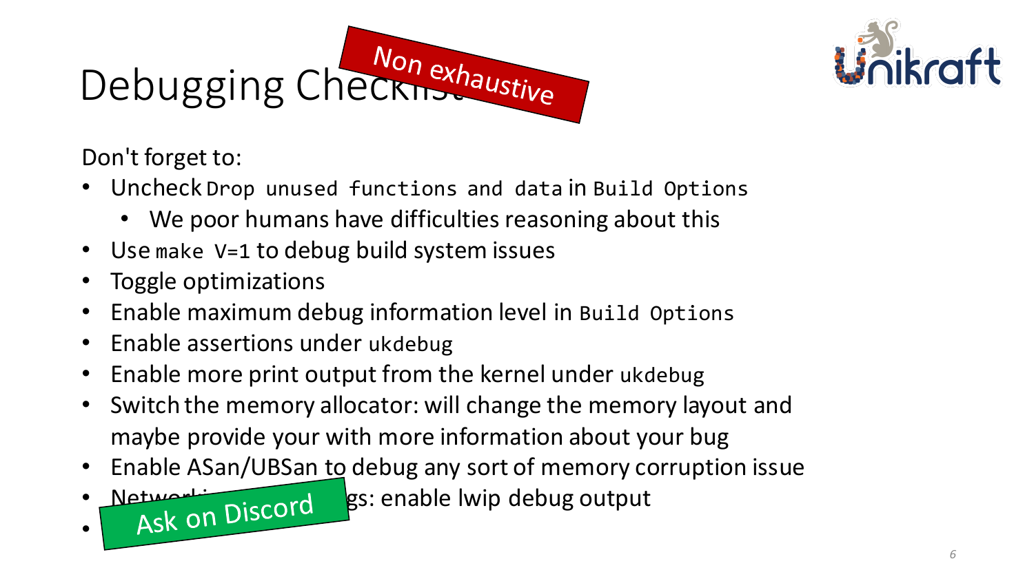# Debugging Checklist

Non exhaustive

Don't forget to:

- Uncheck `Drop unused functions and data` in `Build Options`
  - We poor humans have difficulties reasoning about this
- Use `make V=1` to debug build system issues
- Toggle optimizations
- Enable maximum debug information level in `Build Options`
- Enable assertions under `ukdebug`
- Enable more print output from the kernel under `ukdebug`
- Switch the memory allocator: will change the memory layout and maybe provide your with more information about your bug
- Enable ASan/UBSan to debug any sort of memory corruption issue
- Netw... gs: enable lwip debug output
- Ask on Discord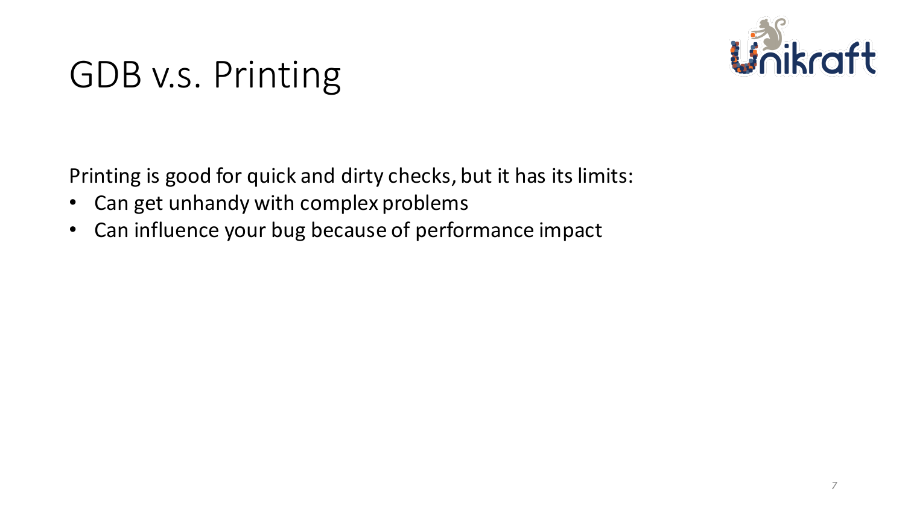# GDB v.s. Printing

Printing is good for quick and dirty checks, but it has its limits:

- Can get unhandy with complex problems
- Can influence your bug because of performance impact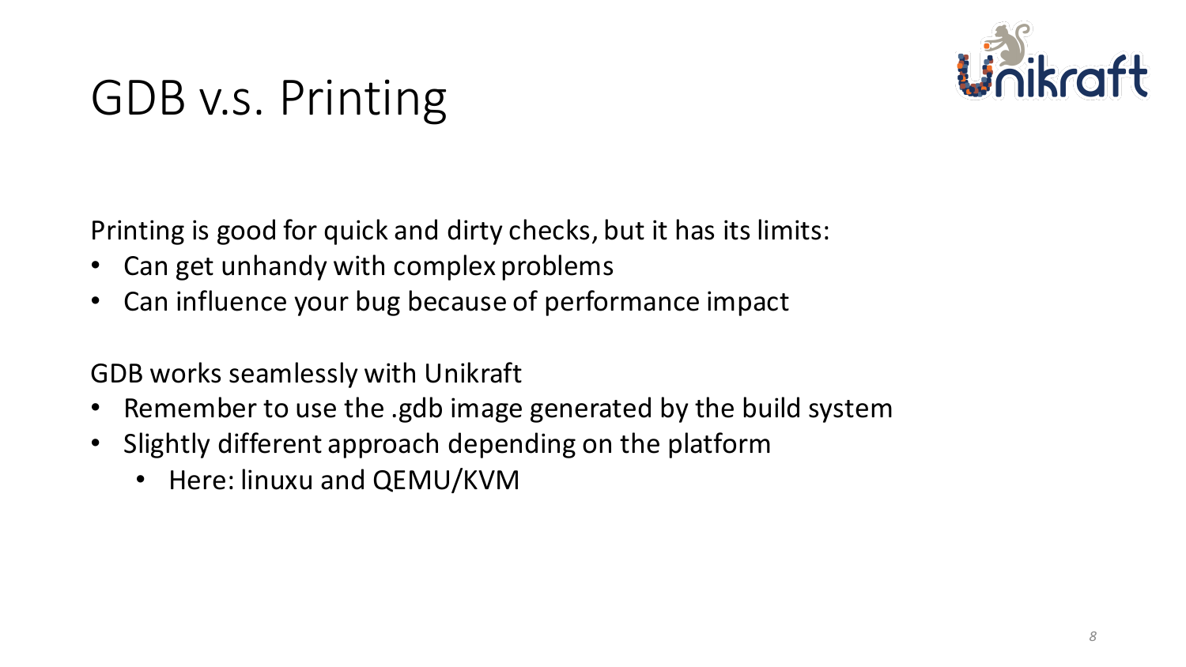# GDB v.s. Printing

Printing is good for quick and dirty checks, but it has its limits:

- Can get unhandy with complex problems
- Can influence your bug because of performance impact

GDB works seamlessly with Unikraft

- Remember to use the .gdb image generated by the build system
- Slightly different approach depending on the platform
  - Here: linuxu and QEMU/KVM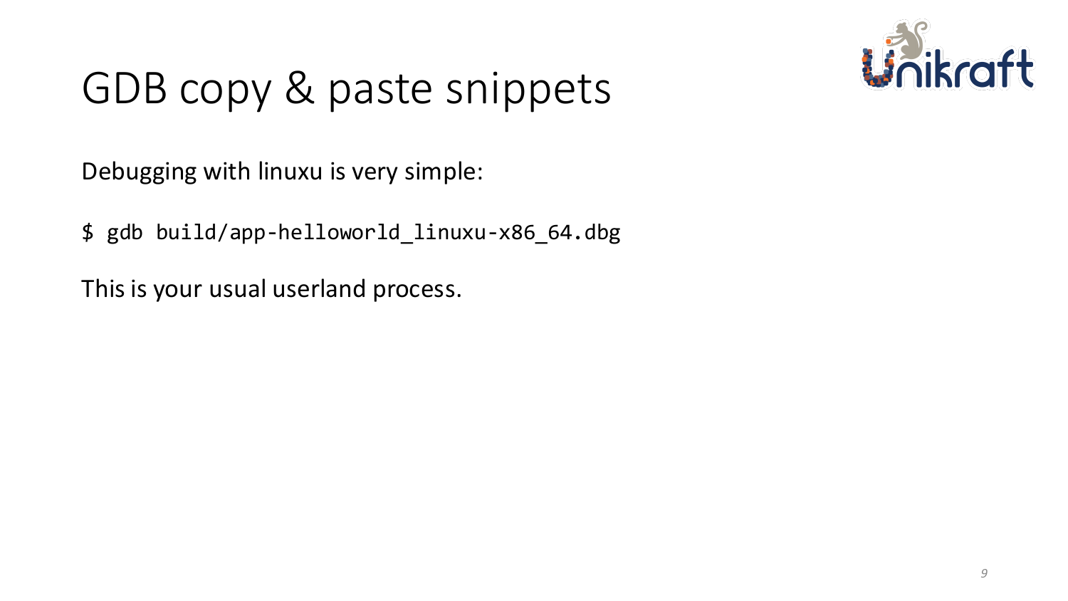# GDB copy & paste snippets

Debugging with linuxu is very simple:

```
$ gdb build/app-helloworld_linuxu-x86_64.dbg
```

This is your usual userland process.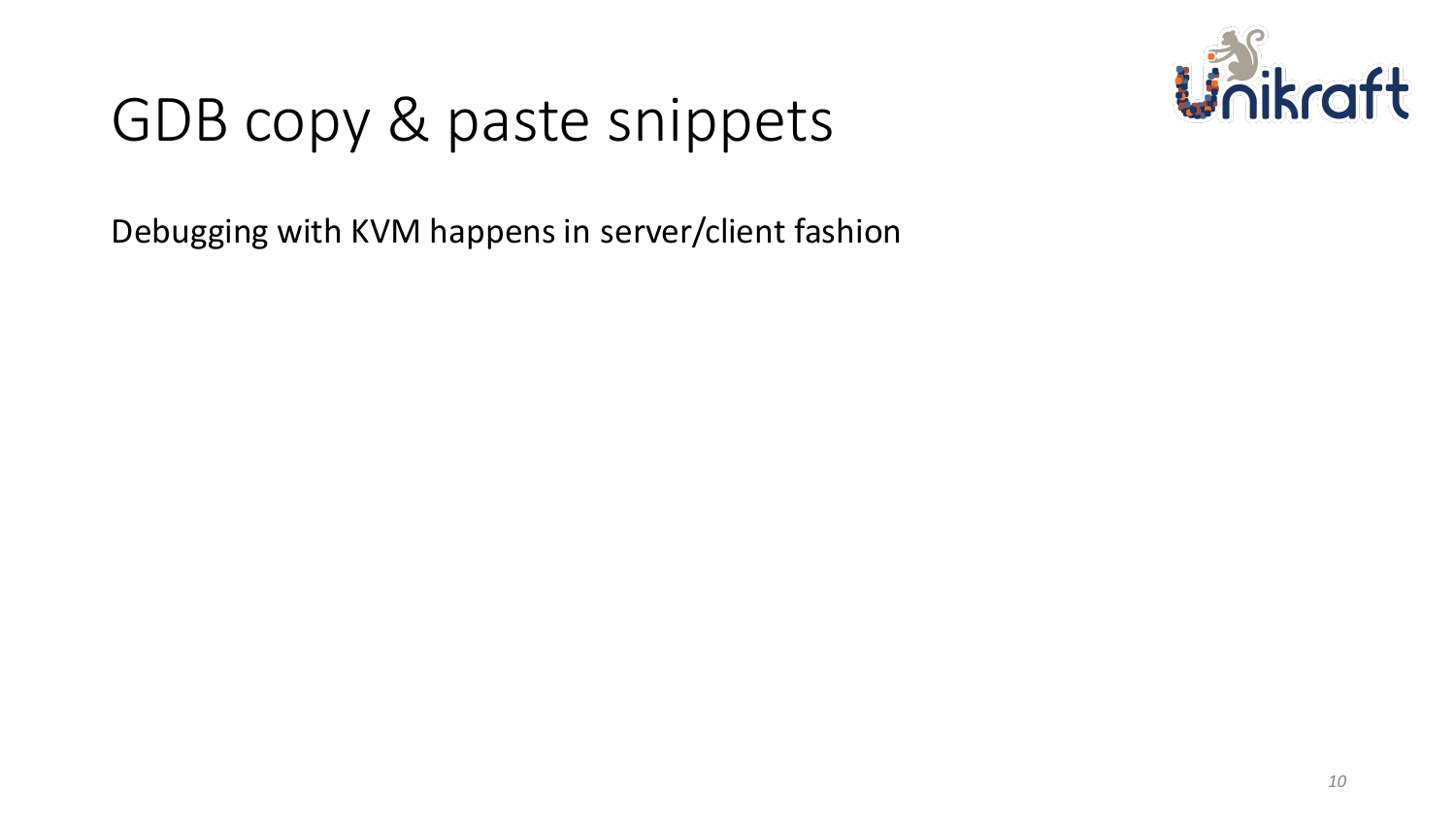# GDB copy & paste snippets

Debugging with KVM happens in server/client fashion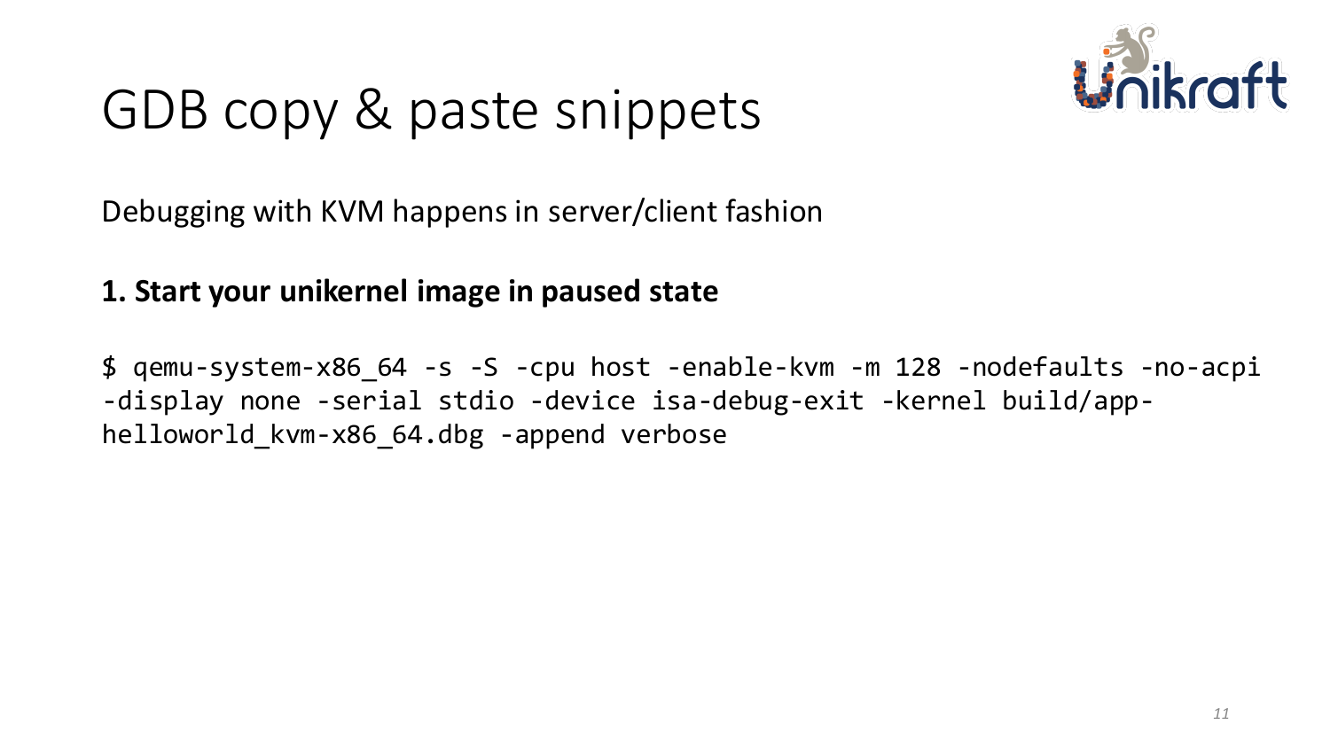# GDB copy & paste snippets

Debugging with KVM happens in server/client fashion

**1. Start your unikernel image in paused state**

```
$ qemu-system-x86_64 -s -S -cpu host -enable-kvm -m 128 -nodefaults -no-acpi
-display none -serial stdio -device isa-debug-exit -kernel build/app-
helloworld_kvm-x86_64.dbg -append verbose
```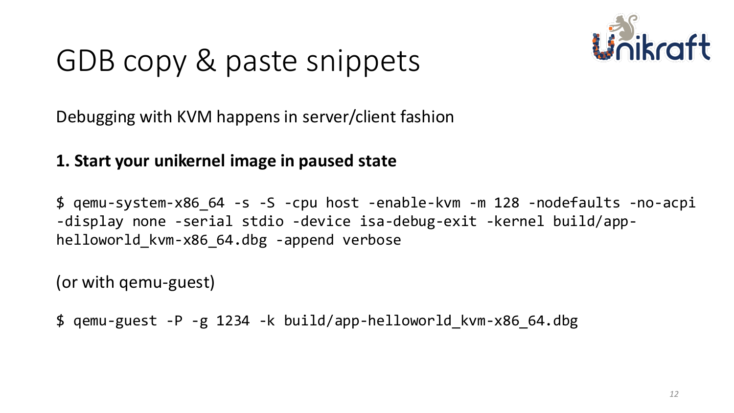# GDB copy & paste snippets

Debugging with KVM happens in server/client fashion

**1. Start your unikernel image in paused state**

```
$ qemu-system-x86_64 -s -S -cpu host -enable-kvm -m 128 -nodefaults -no-acpi -display none -serial stdio -device isa-debug-exit -kernel build/app-helloworld_kvm-x86_64.dbg -append verbose
```

(or with qemu-guest)

```
$ qemu-guest -P -g 1234 -k build/app-helloworld_kvm-x86_64.dbg
```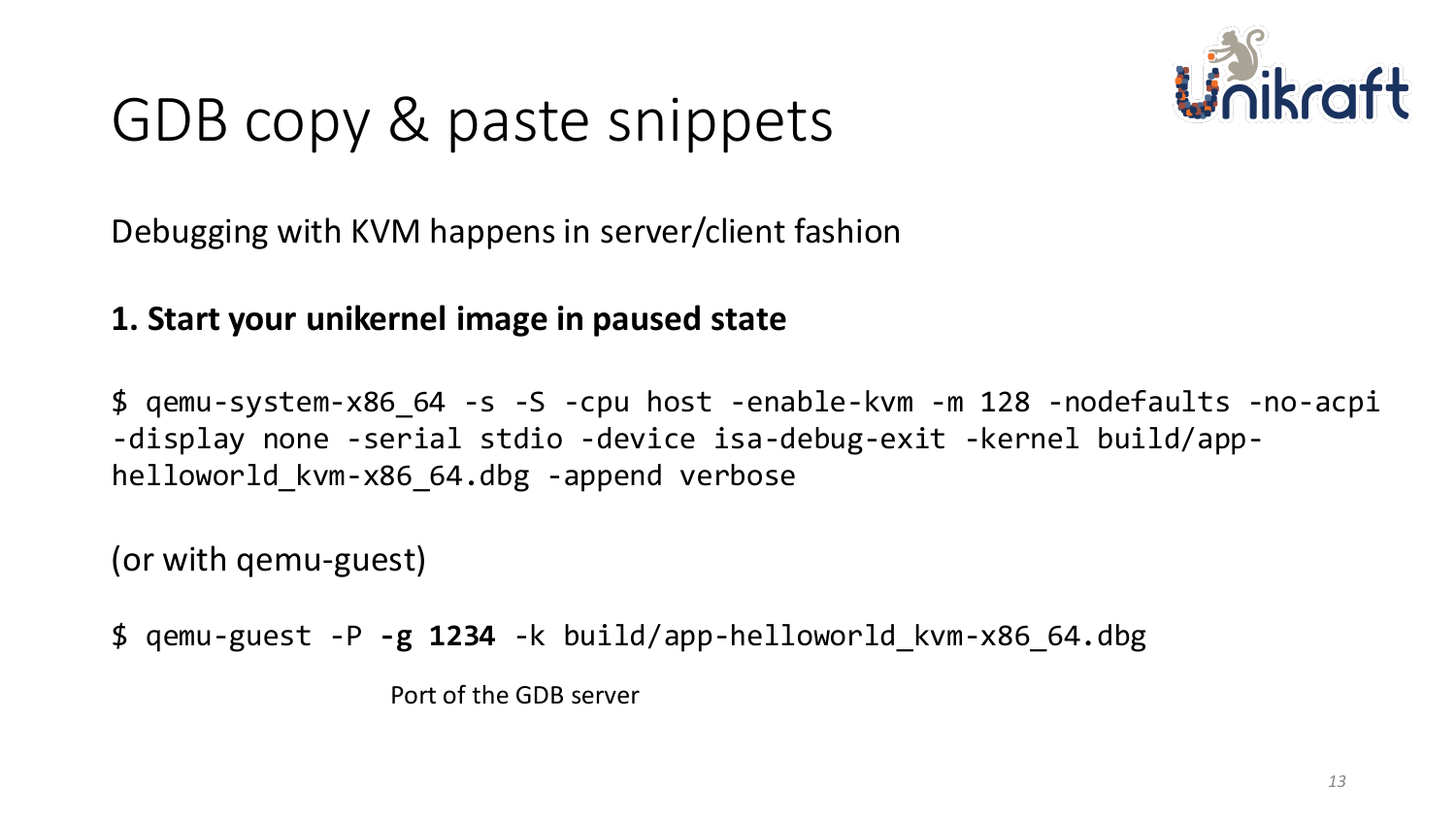# GDB copy & paste snippets

Debugging with KVM happens in server/client fashion

**1. Start your unikernel image in paused state**

```
$ qemu-system-x86_64 -s -S -cpu host -enable-kvm -m 128 -nodefaults -no-acpi
-display none -serial stdio -device isa-debug-exit -kernel build/app-
helloworld_kvm-x86_64.dbg -append verbose
```

(or with qemu-guest)

```
$ qemu-guest -P -g 1234 -k build/app-helloworld_kvm-x86_64.dbg
```

Port of the GDB server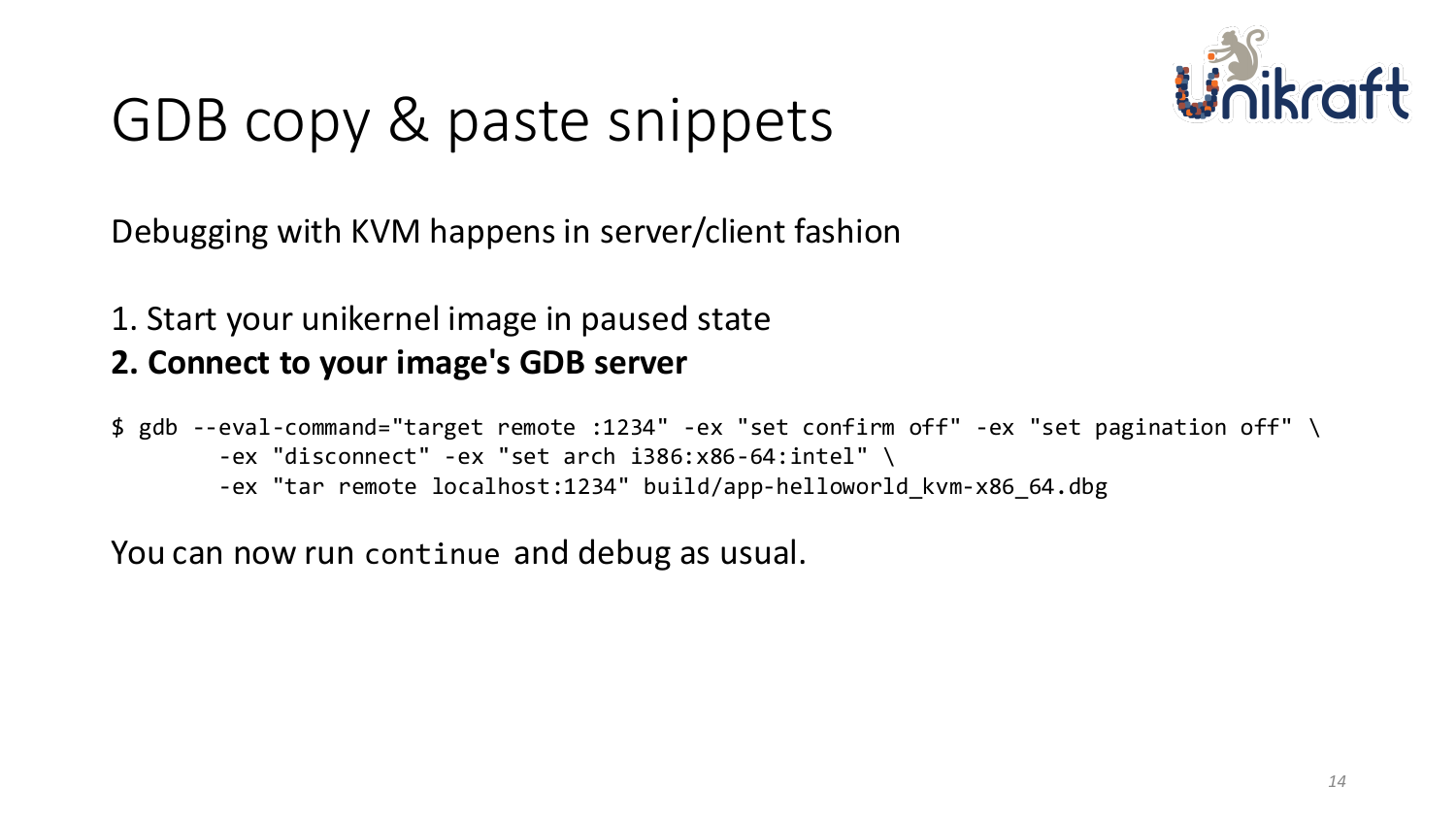# GDB copy & paste snippets

Debugging with KVM happens in server/client fashion

1. Start your unikernel image in paused state
2. **Connect to your image's GDB server**

```
$ gdb --eval-command="target remote :1234" -ex "set confirm off" -ex "set pagination off" \
        -ex "disconnect" -ex "set arch i386:x86-64:intel" \
        -ex "tar remote localhost:1234" build/app-helloworld_kvm-x86_64.dbg
```

You can now run `continue` and debug as usual.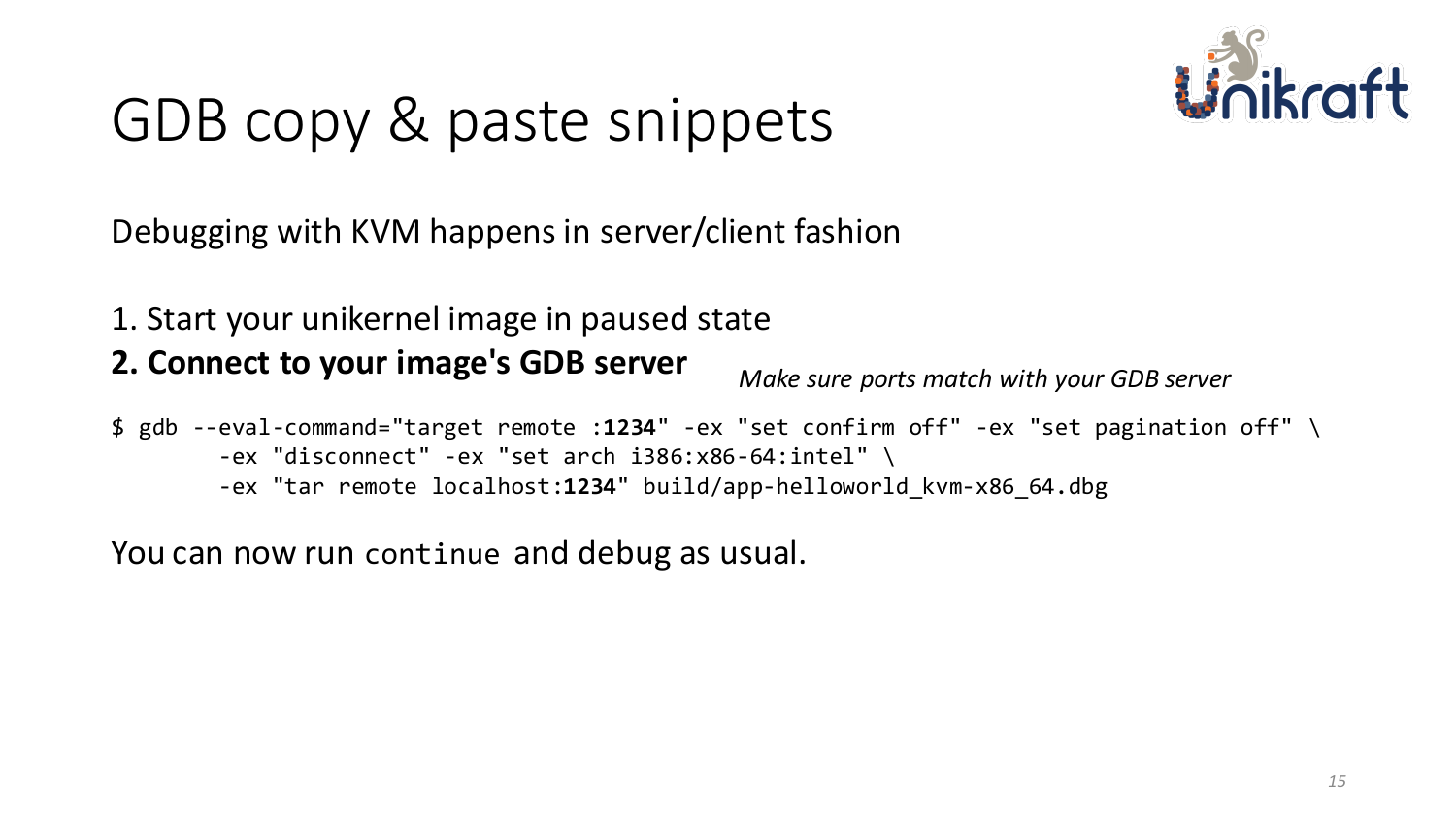# GDB copy & paste snippets

Debugging with KVM happens in server/client fashion

1. Start your unikernel image in paused state
2. **Connect to your image's GDB server**

*Make sure ports match with your GDB server*

```
$ gdb --eval-command="target remote :1234" -ex "set confirm off" -ex "set pagination off" \
        -ex "disconnect" -ex "set arch i386:x86-64:intel" \
        -ex "tar remote localhost:1234" build/app-helloworld_kvm-x86_64.dbg
```

You can now run `continue` and debug as usual.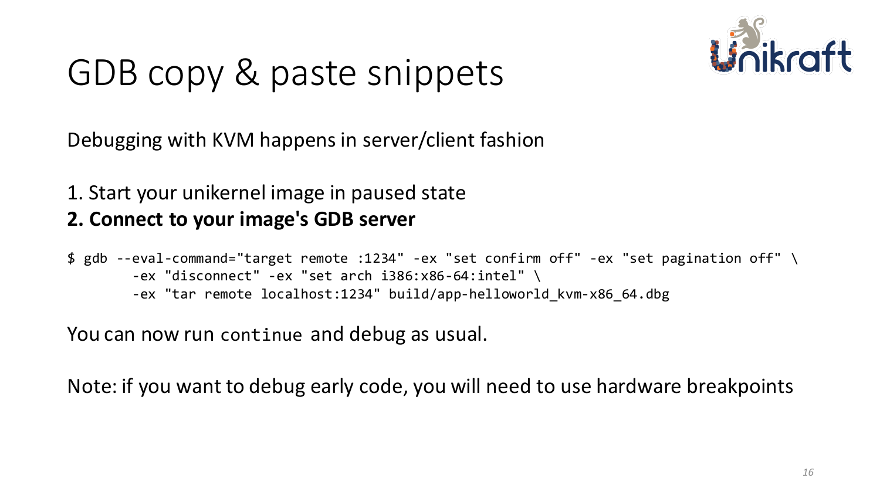# GDB copy & paste snippets

Debugging with KVM happens in server/client fashion

1. Start your unikernel image in paused state
2. **Connect to your image's GDB server**

```
$ gdb --eval-command="target remote :1234" -ex "set confirm off" -ex "set pagination off" \
        -ex "disconnect" -ex "set arch i386:x86-64:intel" \
        -ex "tar remote localhost:1234" build/app-helloworld_kvm-x86_64.dbg
```

You can now run `continue` and debug as usual.

Note: if you want to debug early code, you will need to use hardware breakpoints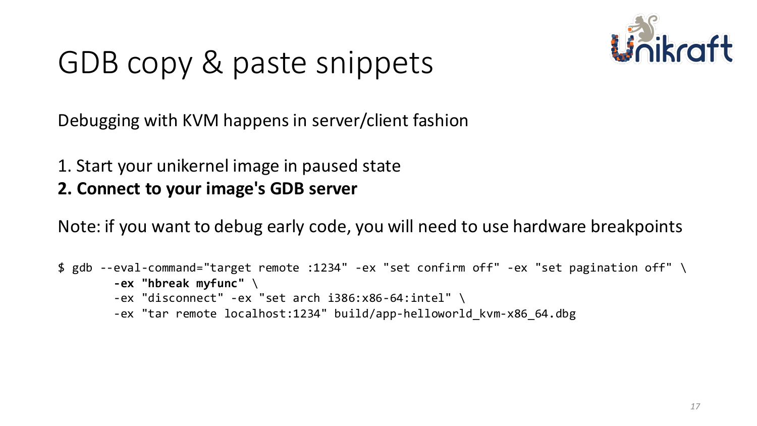# GDB copy & paste snippets

Debugging with KVM happens in server/client fashion

1. Start your unikernel image in paused state
2. **Connect to your image's GDB server**

Note: if you want to debug early code, you will need to use hardware breakpoints

```
$ gdb --eval-command="target remote :1234" -ex "set confirm off" -ex "set pagination off" \
        -ex "hbreak myfunc" \
        -ex "disconnect" -ex "set arch i386:x86-64:intel" \
        -ex "tar remote localhost:1234" build/app-helloworld_kvm-x86_64.dbg
```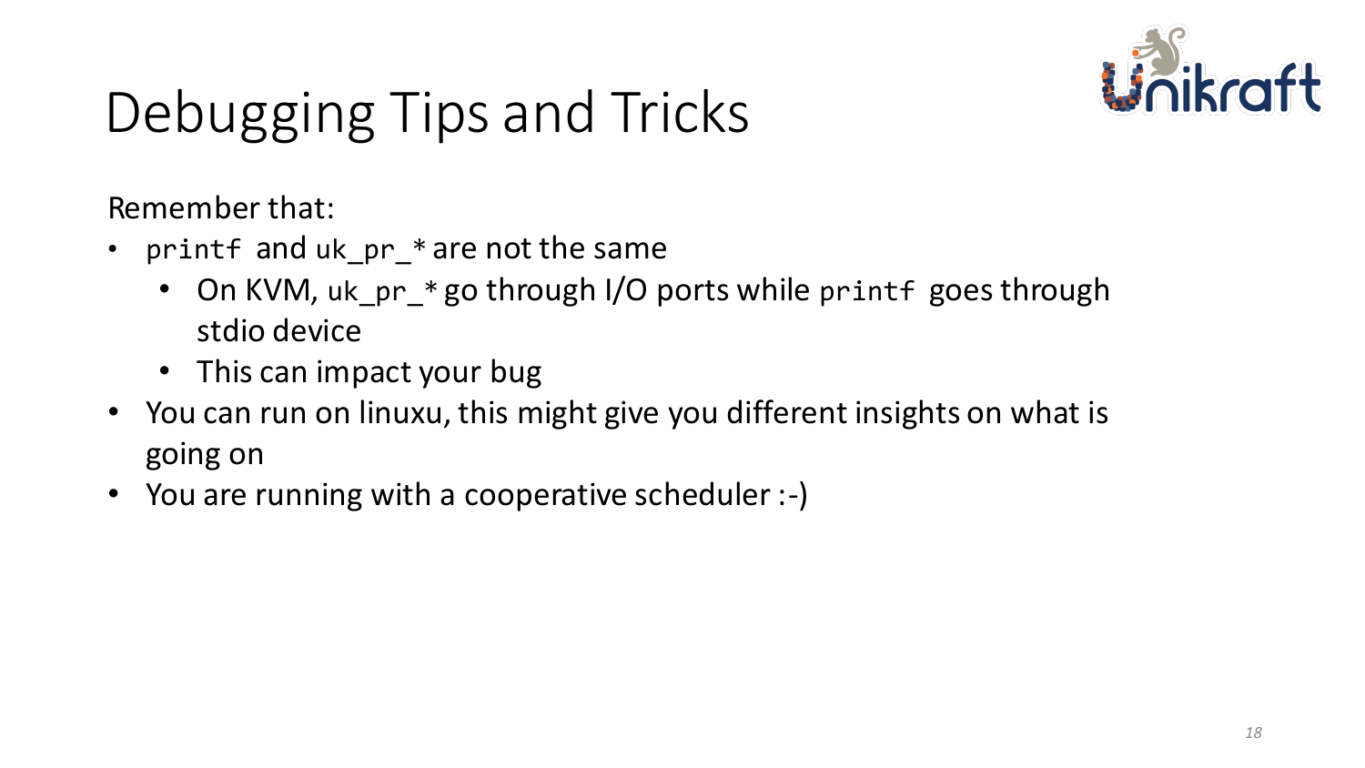# Debugging Tips and Tricks

Remember that:

- `printf` and `uk_pr_*` are not the same
  - On KVM, `uk_pr_*` go through I/O ports while `printf` goes through stdio device
  - This can impact your bug
- You can run on linuxu, this might give you different insights on what is going on
- You are running with a cooperative scheduler :-)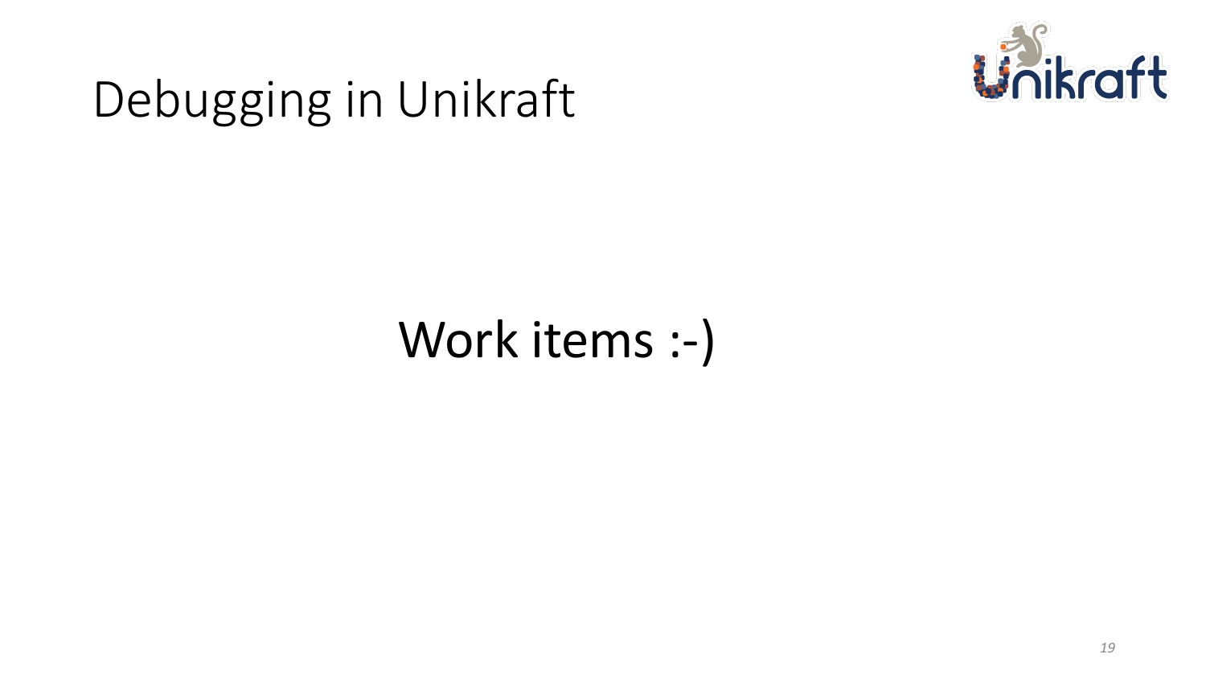# Debugging in Unikraft

Work items :-)